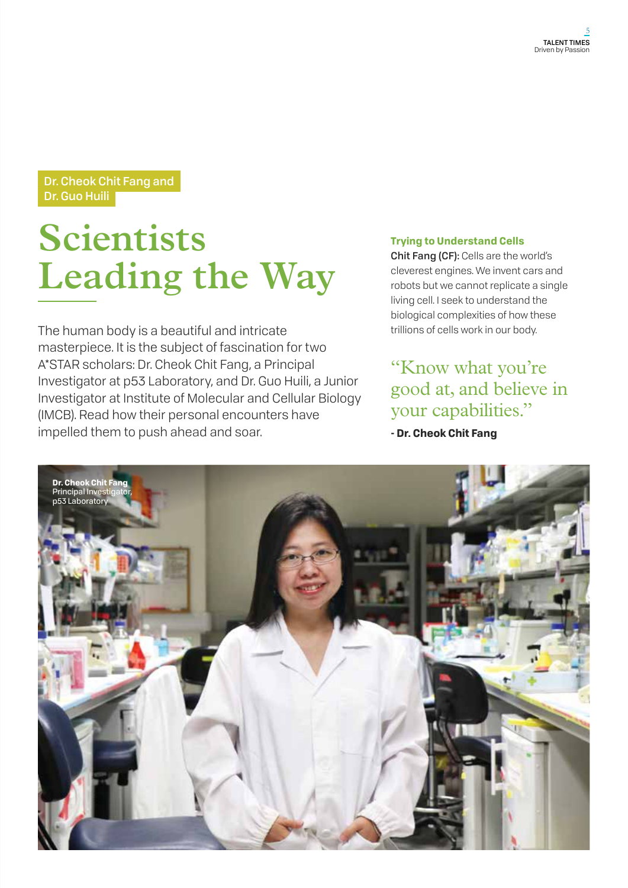Dr. Cheok Chit Fang and Dr. Guo Huili

# Scientists Leading the Way

The human body is a beautiful and intricate masterpiece. It is the subject of fascination for two A*STAR scholars: Dr. Cheok Chit Fang, a Principal Investigator at p53 Laboratory, and Dr. Guo Huili, a Junior Investigator at Institute of Molecular and Cellular Biology (IMCB). Read how their personal encounters have impelled them to push ahead and soar.

### Trying to Understand Cells

**Chit Fang (CF):** Cells are the world's cleverest engines. We invent cars and robots but we cannot replicate a single living cell. I seek to understand the biological complexities of how these trillions of cells work in our body.

> "Know what you're good at, and believe in your capabilities."
>
> **- Dr. Cheok Chit Fang**

**Dr. Cheok Chit Fang**
Principal Investigator, p53 Laboratory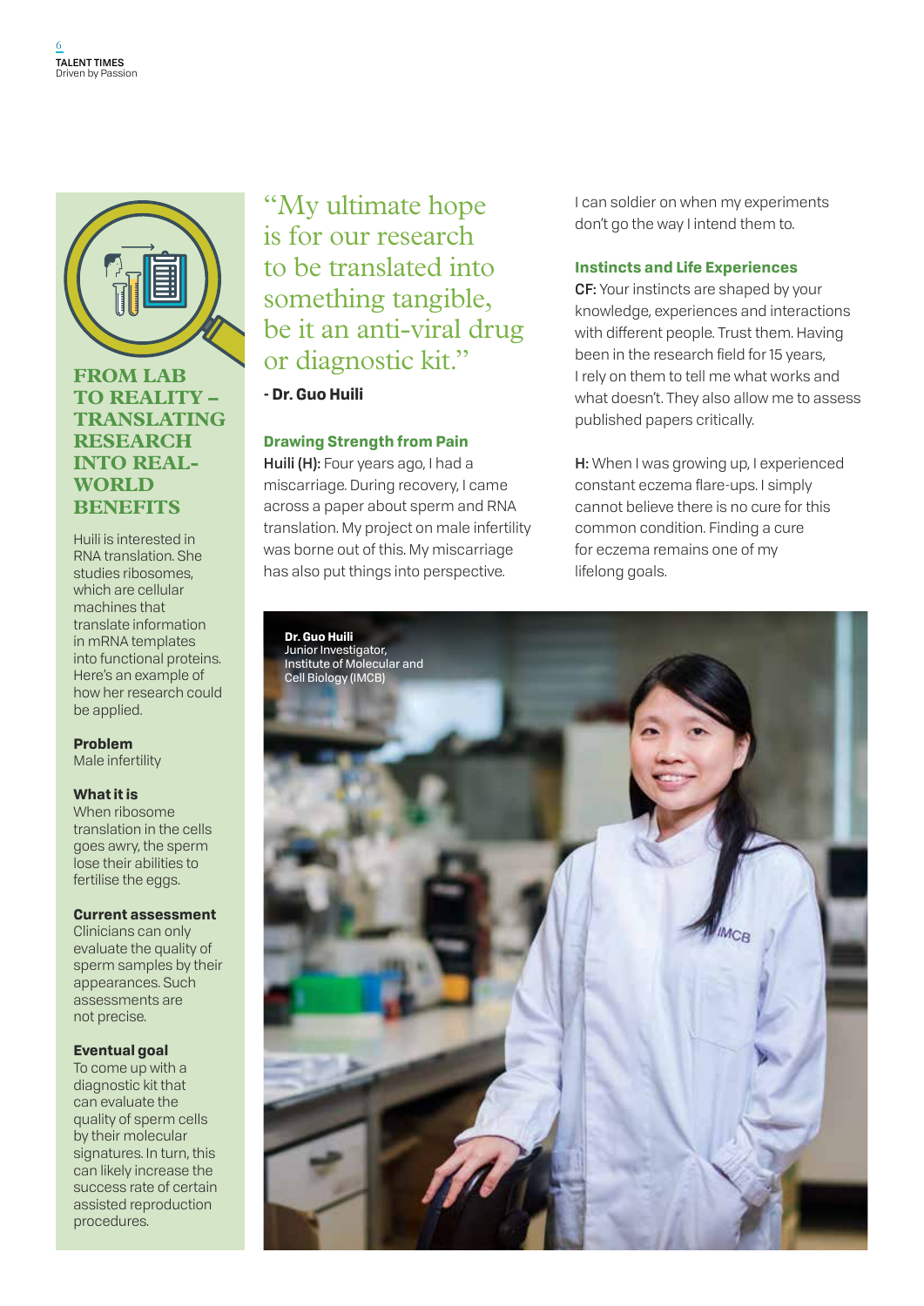## FROM LAB TO REALITY – TRANSLATING RESEARCH INTO REAL-WORLD BENEFITS

Huili is interested in RNA translation. She studies ribosomes, which are cellular machines that translate information in mRNA templates into functional proteins. Here's an example of how her research could be applied.

**Problem**
Male infertility

**What it is**
When ribosome translation in the cells goes awry, the sperm lose their abilities to fertilise the eggs.

**Current assessment**
Clinicians can only evaluate the quality of sperm samples by their appearances. Such assessments are not precise.

**Eventual goal**
To come up with a diagnostic kit that can evaluate the quality of sperm cells by their molecular signatures. In turn, this can likely increase the success rate of certain assisted reproduction procedures.

> "My ultimate hope is for our research to be translated into something tangible, be it an anti-viral drug or diagnostic kit."

**- Dr. Guo Huili**

### Drawing Strength from Pain

**Huili (H):** Four years ago, I had a miscarriage. During recovery, I came across a paper about sperm and RNA translation. My project on male infertility was borne out of this. My miscarriage has also put things into perspective. I can soldier on when my experiments don't go the way I intend them to.

### Instincts and Life Experiences

**CF:** Your instincts are shaped by your knowledge, experiences and interactions with different people. Trust them. Having been in the research field for 15 years, I rely on them to tell me what works and what doesn't. They also allow me to assess published papers critically.

**H:** When I was growing up, I experienced constant eczema flare-ups. I simply cannot believe there is no cure for this common condition. Finding a cure for eczema remains one of my lifelong goals.

**Dr. Guo Huili**
Junior Investigator,
Institute of Molecular and Cell Biology (IMCB)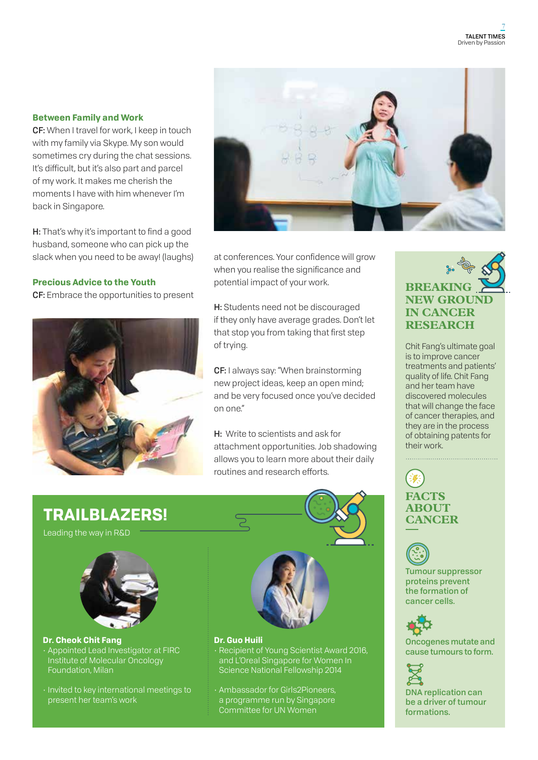### Between Family and Work

**CF:** When I travel for work, I keep in touch with my family via Skype. My son would sometimes cry during the chat sessions. It's difficult, but it's also part and parcel of my work. It makes me cherish the moments I have with him whenever I'm back in Singapore.

**H:** That's why it's important to find a good husband, someone who can pick up the slack when you need to be away! (laughs)

### Precious Advice to the Youth

**CF:** Embrace the opportunities to present at conferences. Your confidence will grow when you realise the significance and potential impact of your work.

**H:** Students need not be discouraged if they only have average grades. Don't let that stop you from taking that first step of trying.

**CF:** I always say: "When brainstorming new project ideas, keep an open mind; and be very focused once you've decided on one."

**H:** Write to scientists and ask for attachment opportunities. Job shadowing allows you to learn more about their daily routines and research efforts.

## TRAILBLAZERS!

Leading the way in R&D

**Dr. Cheok Chit Fang**

- Appointed Lead Investigator at FIRC Institute of Molecular Oncology Foundation, Milan
- Invited to key international meetings to present her team's work

**Dr. Guo Huili**

- Recipient of Young Scientist Award 2016, and L'Oreal Singapore for Women In Science National Fellowship 2014
- Ambassador for Girls2Pioneers, a programme run by Singapore Committee for UN Women

## BREAKING NEW GROUND IN CANCER RESEARCH

Chit Fang's ultimate goal is to improve cancer treatments and patients' quality of life. Chit Fang and her team have discovered molecules that will change the face of cancer therapies, and they are in the process of obtaining patents for their work.

## FACTS ABOUT CANCER

Tumour suppressor proteins prevent the formation of cancer cells.

Oncogenes mutate and cause tumours to form.

DNA replication can be a driver of tumour formations.